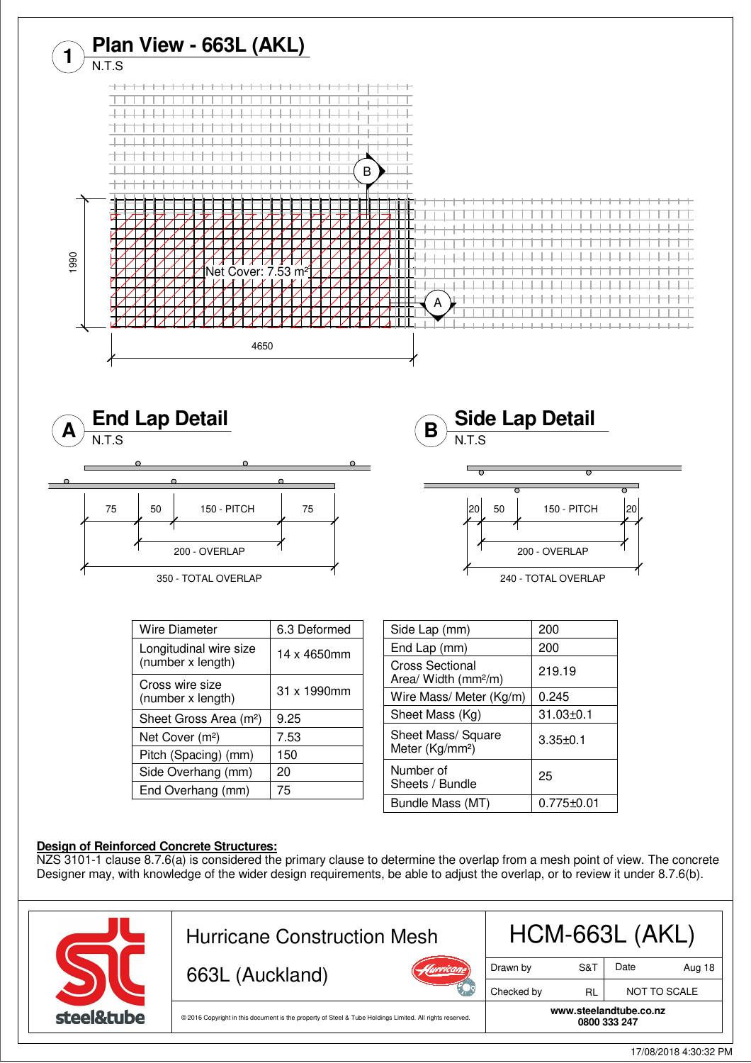## 1 Plan View - 663L (AKL)

N.T.S

1990

Net Cover: 7.53 m²

4650

## A End Lap Detail

N.T.S

75 | 50 | 150 - PITCH | 75

200 - OVERLAP

350 - TOTAL OVERLAP

## B Side Lap Detail

N.T.S

20 | 50 | 150 - PITCH | 20

200 - OVERLAP

240 - TOTAL OVERLAP

| Wire Diameter | 6.3 Deformed |
|---|---|
| Longitudinal wire size (number x length) | 14 x 4650mm |
| Cross wire size (number x length) | 31 x 1990mm |
| Sheet Gross Area (m²) | 9.25 |
| Net Cover (m²) | 7.53 |
| Pitch (Spacing) (mm) | 150 |
| Side Overhang (mm) | 20 |
| End Overhang (mm) | 75 |

| Side Lap (mm) | 200 |
|---|---|
| End Lap (mm) | 200 |
| Cross Sectional Area/ Width (mm²/m) | 219.19 |
| Wire Mass/ Meter (Kg/m) | 0.245 |
| Sheet Mass (Kg) | 31.03±0.1 |
| Sheet Mass/ Square Meter (Kg/mm²) | 3.35±0.1 |
| Number of Sheets / Bundle | 25 |
| Bundle Mass (MT) | 0.775±0.01 |

**Design of Reinforced Concrete Structures:**
NZS 3101-1 clause 8.7.6(a) is considered the primary clause to determine the overlap from a mesh point of view. The concrete Designer may, with knowledge of the wider design requirements, be able to adjust the overlap, or to review it under 8.7.6(b).

| steel&tube | Hurricane Construction Mesh 663L (Auckland) | HCM-663L (AKL) | |
|---|---|---|---|
| | | Drawn by S&T | Date Aug 18 |
| | | Checked by RL | NOT TO SCALE |
| | © 2016 Copyright in this document is the property of Steel & Tube Holdings Limited. All rights reserved. | www.steelandtube.co.nz 0800 333 247 | |

17/08/2018 4:30:32 PM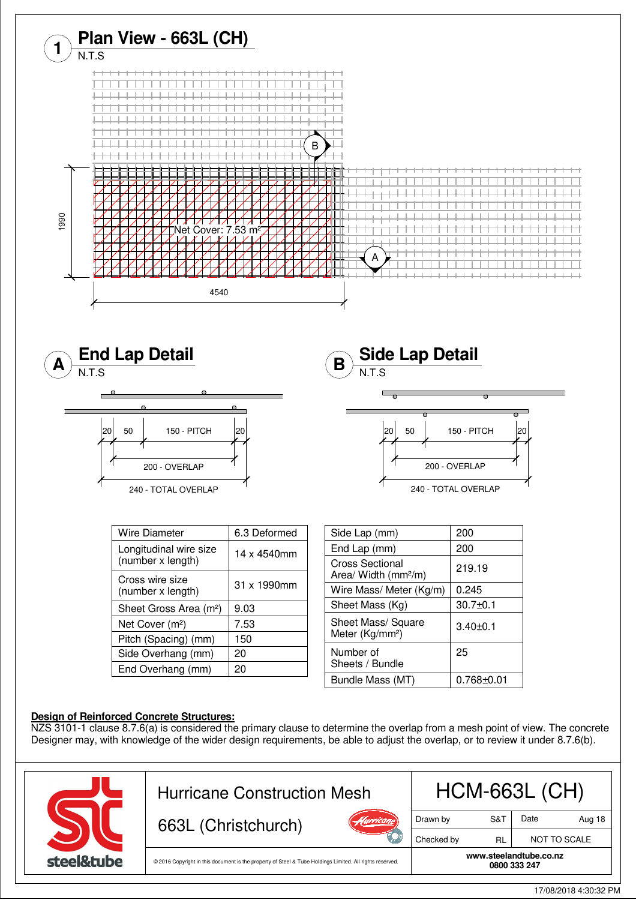## 1 Plan View - 663L (CH)

N.T.S

Net Cover: 7.53 m²

1990

4540

## A End Lap Detail

N.T.S

20 | 50 | 150 - PITCH | 20

200 - OVERLAP

240 - TOTAL OVERLAP

## B Side Lap Detail

N.T.S

20 | 50 | 150 - PITCH | 20

200 - OVERLAP

240 - TOTAL OVERLAP

| Wire Diameter | 6.3 Deformed |
|---|---|
| Longitudinal wire size (number x length) | 14 x 4540mm |
| Cross wire size (number x length) | 31 x 1990mm |
| Sheet Gross Area (m²) | 9.03 |
| Net Cover (m²) | 7.53 |
| Pitch (Spacing) (mm) | 150 |
| Side Overhang (mm) | 20 |
| End Overhang (mm) | 20 |

| Side Lap (mm) | 200 |
|---|---|
| End Lap (mm) | 200 |
| Cross Sectional Area/ Width (mm²/m) | 219.19 |
| Wire Mass/ Meter (Kg/m) | 0.245 |
| Sheet Mass (Kg) | 30.7±0.1 |
| Sheet Mass/ Square Meter (Kg/mm²) | 3.40±0.1 |
| Number of Sheets / Bundle | 25 |
| Bundle Mass (MT) | 0.768±0.01 |

**Design of Reinforced Concrete Structures:**
NZS 3101-1 clause 8.7.6(a) is considered the primary clause to determine the overlap from a mesh point of view. The concrete Designer may, with knowledge of the wider design requirements, be able to adjust the overlap, or to review it under 8.7.6(b).

| steel&tube | Hurricane Construction Mesh 663L (Christchurch) | HCM-663L (CH) | | | |
|---|---|---|---|---|---|
| | | Drawn by | S&T | Date | Aug 18 |
| | | Checked by | RL | NOT TO SCALE | |
| | © 2016 Copyright in this document is the property of Steel & Tube Holdings Limited. All rights reserved. | www.steelandtube.co.nz 0800 333 247 | | | |

17/08/2018 4:30:32 PM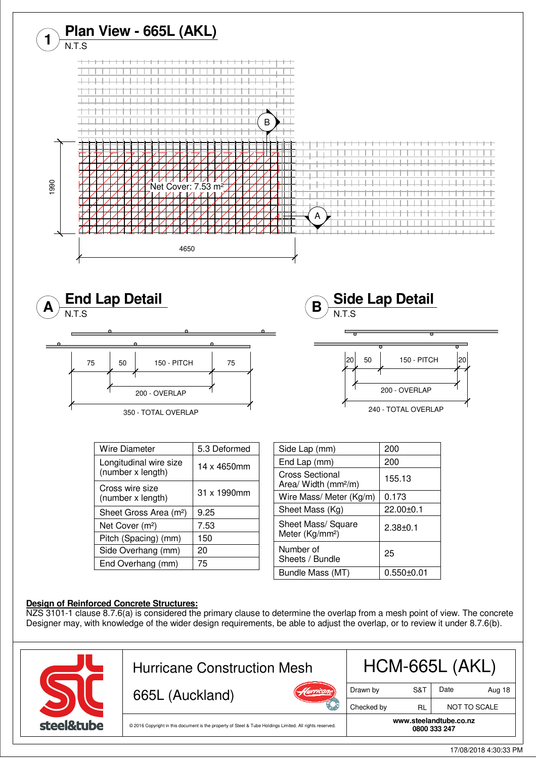# 1 Plan View - 665L (AKL)

N.T.S

Net Cover: 7.53 m²

1990

4650

## A End Lap Detail

N.T.S

75 | 50 | 150 - PITCH | 75

200 - OVERLAP

350 - TOTAL OVERLAP

## B Side Lap Detail

N.T.S

20 | 50 | 150 - PITCH | 20

200 - OVERLAP

240 - TOTAL OVERLAP

| | |
|---|---|
| Wire Diameter | 5.3 Deformed |
| Longitudinal wire size (number x length) | 14 x 4650mm |
| Cross wire size (number x length) | 31 x 1990mm |
| Sheet Gross Area (m²) | 9.25 |
| Net Cover (m²) | 7.53 |
| Pitch (Spacing) (mm) | 150 |
| Side Overhang (mm) | 20 |
| End Overhang (mm) | 75 |

| | |
|---|---|
| Side Lap (mm) | 200 |
| End Lap (mm) | 200 |
| Cross Sectional Area/ Width (mm²/m) | 155.13 |
| Wire Mass/ Meter (Kg/m) | 0.173 |
| Sheet Mass (Kg) | 22.00±0.1 |
| Sheet Mass/ Square Meter (Kg/mm²) | 2.38±0.1 |
| Number of Sheets / Bundle | 25 |
| Bundle Mass (MT) | 0.550±0.01 |

**Design of Reinforced Concrete Structures:**
NZS 3101-1 clause 8.7.6(a) is considered the primary clause to determine the overlap from a mesh point of view. The concrete Designer may, with knowledge of the wider design requirements, be able to adjust the overlap, or to review it under 8.7.6(b).

steel&tube

Hurricane Construction Mesh

665L (Auckland)

© 2016 Copyright in this document is the property of Steel & Tube Holdings Limited. All rights reserved.

HCM-665L (AKL)

| | | | |
|---|---|---|---|
| Drawn by | S&T | Date | Aug 18 |
| Checked by | RL | NOT TO SCALE | |

www.steelandtube.co.nz
0800 333 247

17/08/2018 4:30:33 PM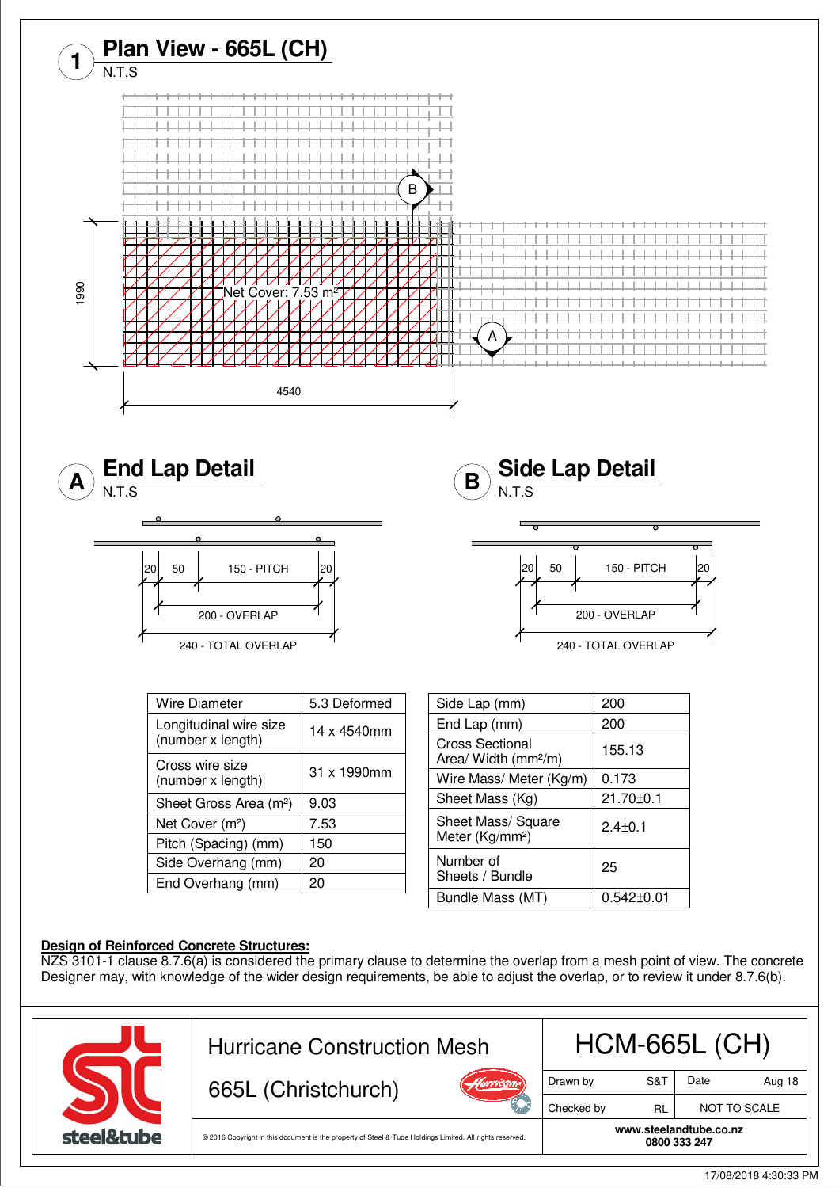## 1 Plan View - 665L (CH)

N.T.S

1990

Net Cover: 7.53 m²

4540

## A End Lap Detail

N.T.S

20 | 50 | 150 - PITCH | 20

200 - OVERLAP

240 - TOTAL OVERLAP

## B Side Lap Detail

N.T.S

20 | 50 | 150 - PITCH | 20

200 - OVERLAP

240 - TOTAL OVERLAP

| Wire Diameter | 5.3 Deformed |
|---|---|
| Longitudinal wire size (number x length) | 14 x 4540mm |
| Cross wire size (number x length) | 31 x 1990mm |
| Sheet Gross Area (m²) | 9.03 |
| Net Cover (m²) | 7.53 |
| Pitch (Spacing) (mm) | 150 |
| Side Overhang (mm) | 20 |
| End Overhang (mm) | 20 |

| Side Lap (mm) | 200 |
|---|---|
| End Lap (mm) | 200 |
| Cross Sectional Area/ Width (mm²/m) | 155.13 |
| Wire Mass/ Meter (Kg/m) | 0.173 |
| Sheet Mass (Kg) | 21.70±0.1 |
| Sheet Mass/ Square Meter (Kg/mm²) | 2.4±0.1 |
| Number of Sheets / Bundle | 25 |
| Bundle Mass (MT) | 0.542±0.01 |

**Design of Reinforced Concrete Structures:**

NZS 3101-1 clause 8.7.6(a) is considered the primary clause to determine the overlap from a mesh point of view. The concrete Designer may, with knowledge of the wider design requirements, be able to adjust the overlap, or to review it under 8.7.6(b).

steel&tube

Hurricane Construction Mesh

665L (Christchurch)

© 2016 Copyright in this document is the property of Steel & Tube Holdings Limited. All rights reserved.

| HCM-665L (CH) | | | |
|---|---|---|---|
| Drawn by | S&T | Date | Aug 18 |
| Checked by | RL | NOT TO SCALE | |

www.steelandtube.co.nz
0800 333 247

17/08/2018 4:30:33 PM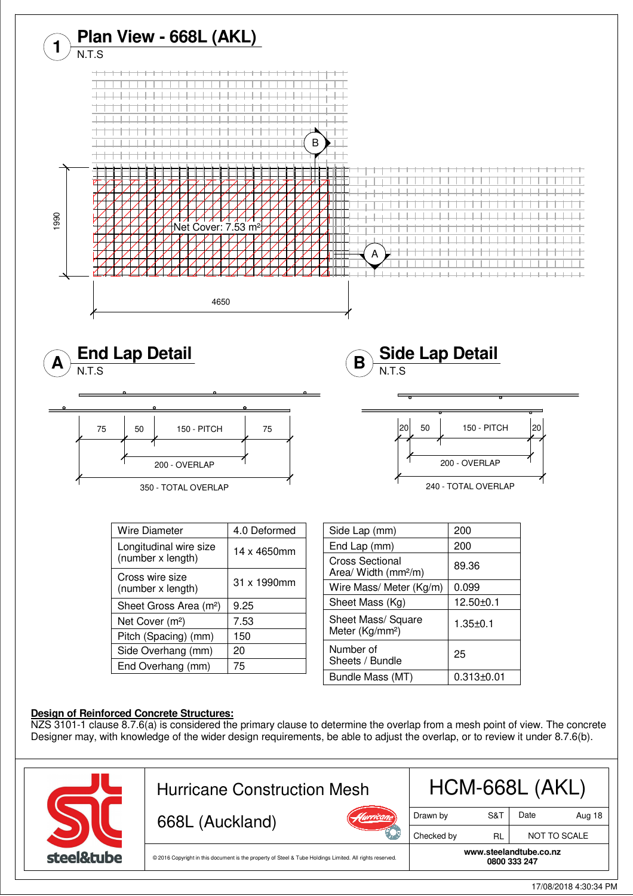## 1 Plan View - 668L (AKL)

N.T.S

1990

Net Cover: 7.53 m²

4650

## A End Lap Detail

N.T.S

75 | 50 | 150 - PITCH | 75

200 - OVERLAP

350 - TOTAL OVERLAP

## B Side Lap Detail

N.T.S

20 | 50 | 150 - PITCH | 20

200 - OVERLAP

240 - TOTAL OVERLAP

| Wire Diameter | 4.0 Deformed |
|---|---|
| Longitudinal wire size (number x length) | 14 x 4650mm |
| Cross wire size (number x length) | 31 x 1990mm |
| Sheet Gross Area (m²) | 9.25 |
| Net Cover (m²) | 7.53 |
| Pitch (Spacing) (mm) | 150 |
| Side Overhang (mm) | 20 |
| End Overhang (mm) | 75 |

| Side Lap (mm) | 200 |
|---|---|
| End Lap (mm) | 200 |
| Cross Sectional Area/ Width (mm²/m) | 89.36 |
| Wire Mass/ Meter (Kg/m) | 0.099 |
| Sheet Mass (Kg) | 12.50±0.1 |
| Sheet Mass/ Square Meter (Kg/mm²) | 1.35±0.1 |
| Number of Sheets / Bundle | 25 |
| Bundle Mass (MT) | 0.313±0.01 |

**Design of Reinforced Concrete Structures:**
NZS 3101-1 clause 8.7.6(a) is considered the primary clause to determine the overlap from a mesh point of view. The concrete Designer may, with knowledge of the wider design requirements, be able to adjust the overlap, or to review it under 8.7.6(b).

steel&tube

Hurricane Construction Mesh

668L (Auckland)

© 2016 Copyright in this document is the property of Steel & Tube Holdings Limited. All rights reserved.

HCM-668L (AKL)

| Drawn by | S&T | Date | Aug 18 |
|---|---|---|---|
| Checked by | RL | NOT TO SCALE | |

www.steelandtube.co.nz
0800 333 247

17/08/2018 4:30:34 PM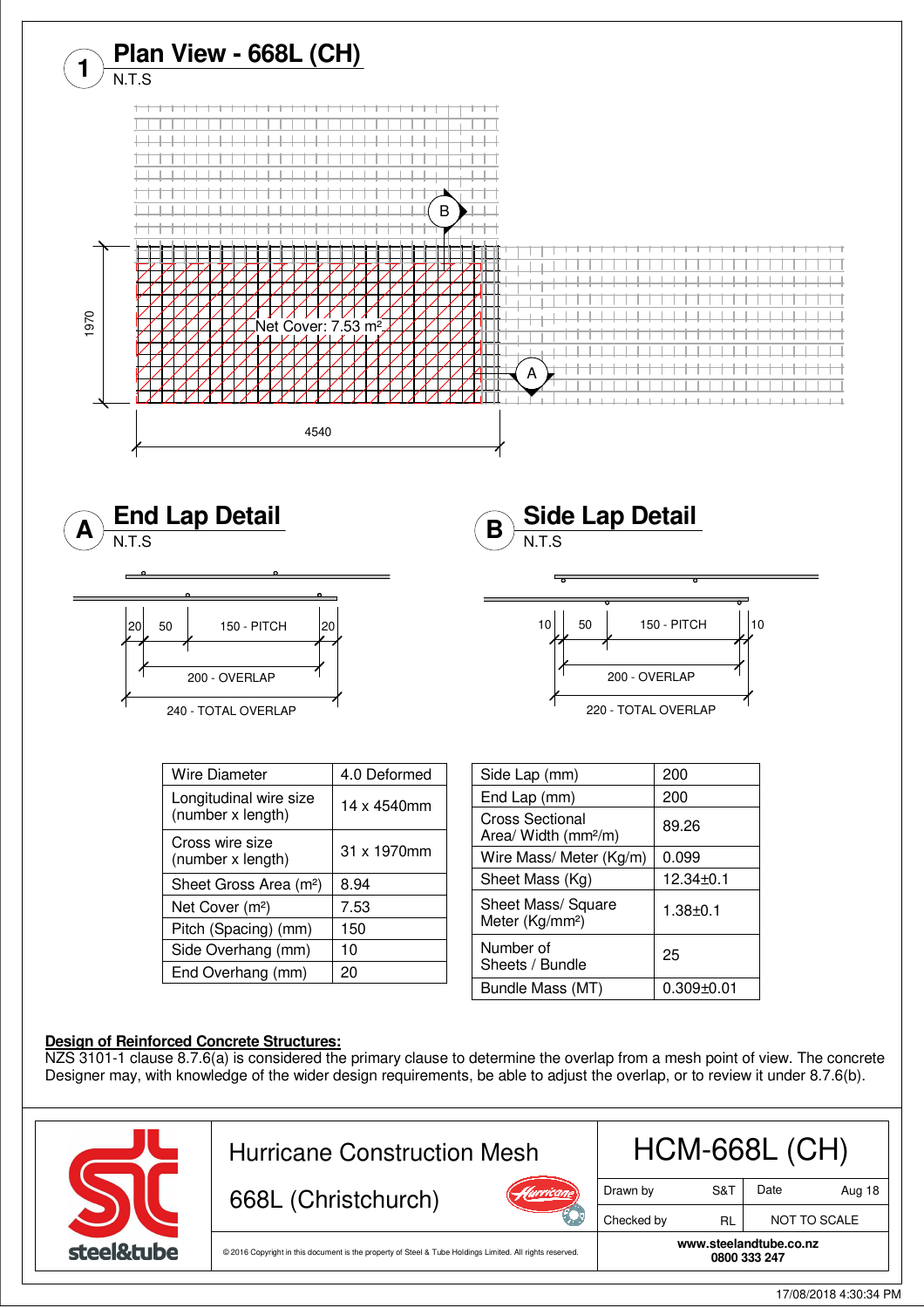## 1 Plan View - 668L (CH)

N.T.S

1970

Net Cover: 7.53 m²

4540

B

A

## A End Lap Detail

N.T.S

20 | 50 | 150 - PITCH | 20

200 - OVERLAP

240 - TOTAL OVERLAP

## B Side Lap Detail

N.T.S

10 | 50 | 150 - PITCH | 10

200 - OVERLAP

220 - TOTAL OVERLAP

| | |
|---|---|
| Wire Diameter | 4.0 Deformed |
| Longitudinal wire size (number x length) | 14 x 4540mm |
| Cross wire size (number x length) | 31 x 1970mm |
| Sheet Gross Area (m²) | 8.94 |
| Net Cover (m²) | 7.53 |
| Pitch (Spacing) (mm) | 150 |
| Side Overhang (mm) | 10 |
| End Overhang (mm) | 20 |

| | |
|---|---|
| Side Lap (mm) | 200 |
| End Lap (mm) | 200 |
| Cross Sectional Area/ Width (mm²/m) | 89.26 |
| Wire Mass/ Meter (Kg/m) | 0.099 |
| Sheet Mass (Kg) | 12.34±0.1 |
| Sheet Mass/ Square Meter (Kg/mm²) | 1.38±0.1 |
| Number of Sheets / Bundle | 25 |
| Bundle Mass (MT) | 0.309±0.01 |

**Design of Reinforced Concrete Structures:**
NZS 3101-1 clause 8.7.6(a) is considered the primary clause to determine the overlap from a mesh point of view. The concrete Designer may, with knowledge of the wider design requirements, be able to adjust the overlap, or to review it under 8.7.6(b).

steel&tube

Hurricane Construction Mesh

668L (Christchurch)

Hurricane

© 2016 Copyright in this document is the property of Steel & Tube Holdings Limited. All rights reserved.

HCM-668L (CH)

| | | | |
|---|---|---|---|
| Drawn by | S&T | Date | Aug 18 |
| Checked by | RL | NOT TO SCALE | |

www.steelandtube.co.nz
0800 333 247

17/08/2018 4:30:34 PM